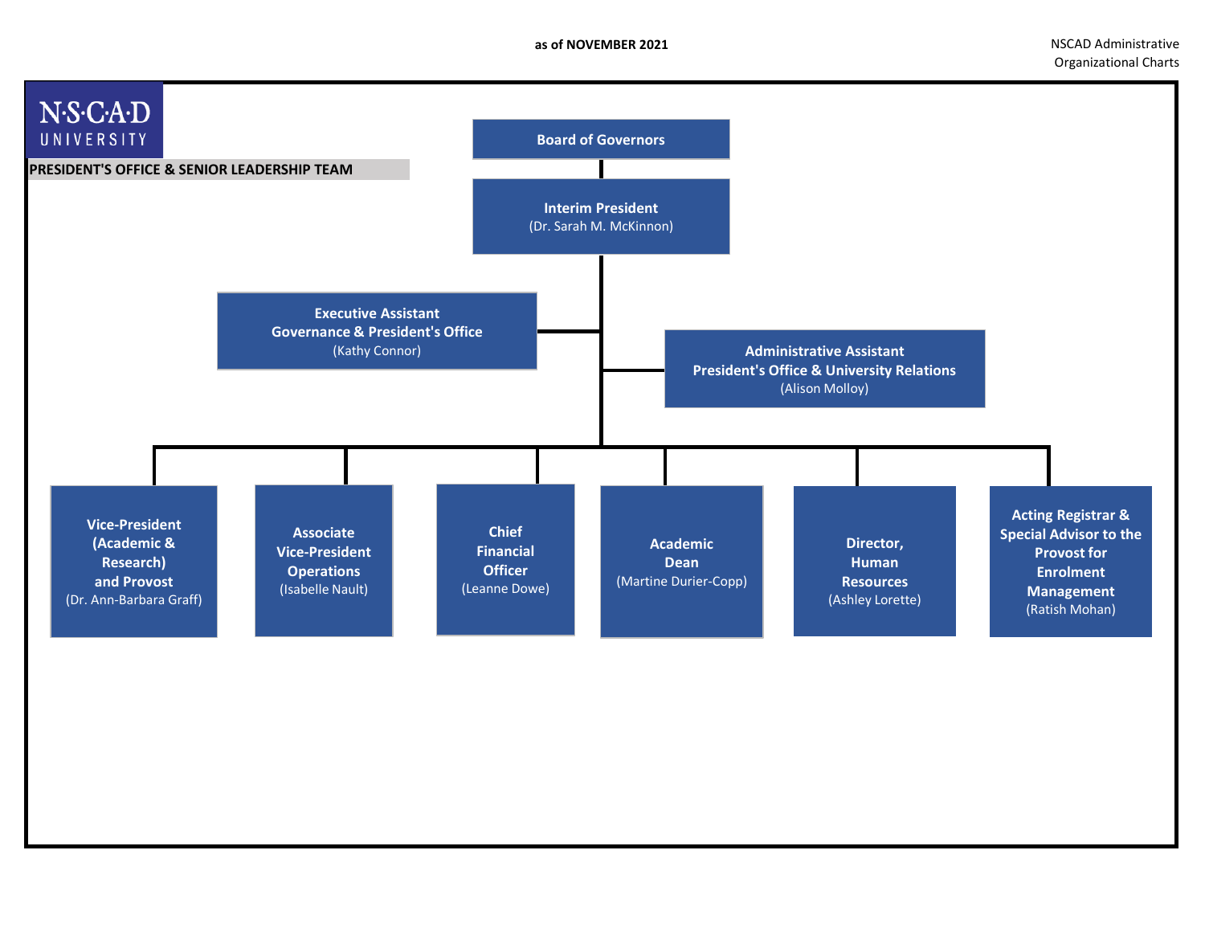as of NOVEMBER 2021

NSCAD Administrative Organizational Charts

N·S·C·A·D UNIVERSITY

## PRESIDENT'S OFFICE & SENIOR LEADERSHIP TEAM

**Board of Governors**

- **Interim President** (Dr. Sarah M. McKinnon)
  - **Executive Assistant Governance & President's Office** (Kathy Connor)
  - **Administrative Assistant President's Office & University Relations** (Alison Molloy)
  - **Vice-President (Academic & Research) and Provost** (Dr. Ann-Barbara Graff)
  - **Associate Vice-President Operations** (Isabelle Nault)
  - **Chief Financial Officer** (Leanne Dowe)
  - **Academic Dean** (Martine Durier-Copp)
  - **Director, Human Resources** (Ashley Lorette)
  - **Acting Registrar & Special Advisor to the Provost for Enrolment Management** (Ratish Mohan)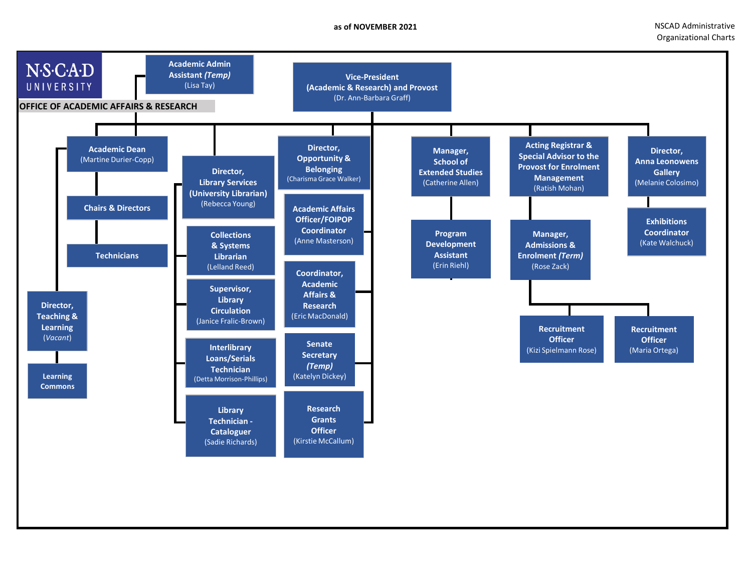as of NOVEMBER 2021

NSCAD Administrative Organizational Charts

N·S·C·A·D UNIVERSITY

## OFFICE OF ACADEMIC AFFAIRS & RESEARCH

- **Vice-President (Academic & Research) and Provost** (Dr. Ann-Barbara Graff)
  - **Academic Admin Assistant *(Temp)*** (Lisa Tay)
  - **Academic Dean** (Martine Durier-Copp)
    - **Chairs & Directors**
      - **Technicians**
    - **Director, Teaching & Learning** (*Vacant*)
      - **Learning Commons**
  - **Director, Library Services (University Librarian)** (Rebecca Young)
    - **Collections & Systems Librarian** (Lelland Reed)
    - **Supervisor, Library Circulation** (Janice Fralic-Brown)
    - **Interlibrary Loans/Serials Technician** (Detta Morrison-Phillips)
    - **Library Technician - Cataloguer** (Sadie Richards)
  - **Director, Opportunity & Belonging** (Charisma Grace Walker)
  - **Academic Affairs Officer/FOIPOP Coordinator** (Anne Masterson)
  - **Coordinator, Academic Affairs & Research** (Eric MacDonald)
  - **Senate Secretary *(Temp)*** (Katelyn Dickey)
  - **Research Grants Officer** (Kirstie McCallum)
  - **Manager, School of Extended Studies** (Catherine Allen)
    - **Program Development Assistant** (Erin Riehl)
  - **Acting Registrar & Special Advisor to the Provost for Enrolment Management** (Ratish Mohan)
    - **Manager, Admissions & Enrolment *(Term)*** (Rose Zack)
      - **Recruitment Officer** (Kizi Spielmann Rose)
      - **Recruitment Officer** (Maria Ortega)
  - **Director, Anna Leonowens Gallery** (Melanie Colosimo)
    - **Exhibitions Coordinator** (Kate Walchuck)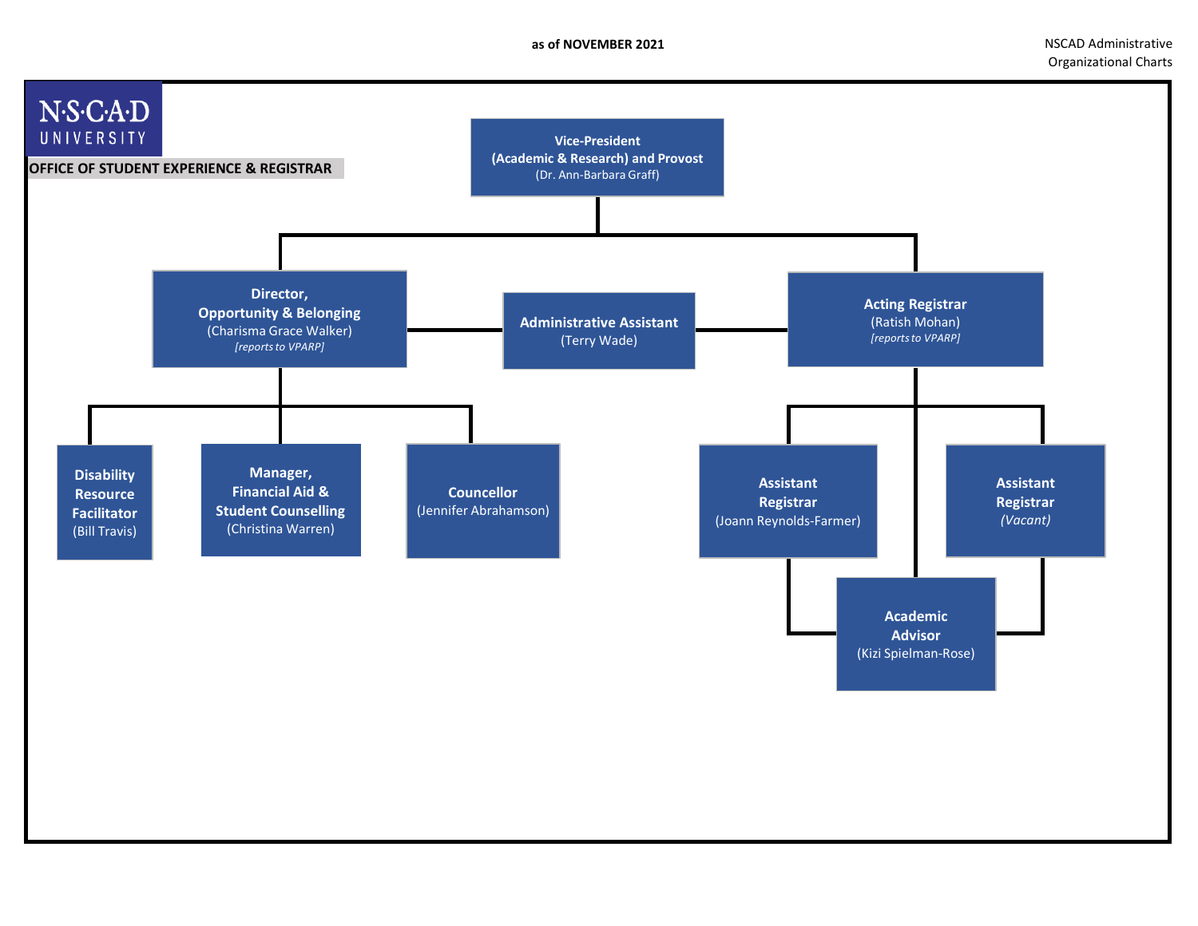as of NOVEMBER 2021

# OFFICE OF STUDENT EXPERIENCE & REGISTRAR

- **Vice-President (Academic & Research) and Provost** (Dr. Ann-Barbara Graff)
  - **Director, Opportunity & Belonging** (Charisma Grace Walker) *[reports to VPARP]*
    - **Disability Resource Facilitator** (Bill Travis)
    - **Manager, Financial Aid & Student Counselling** (Christina Warren)
    - **Councellor** (Jennifer Abrahamson)
  - **Administrative Assistant** (Terry Wade)
  - **Acting Registrar** (Ratish Mohan) *[reports to VPARP]*
    - **Assistant Registrar** (Joann Reynolds-Farmer)
    - **Assistant Registrar** *(Vacant)*
    - **Academic Advisor** (Kizi Spielman-Rose)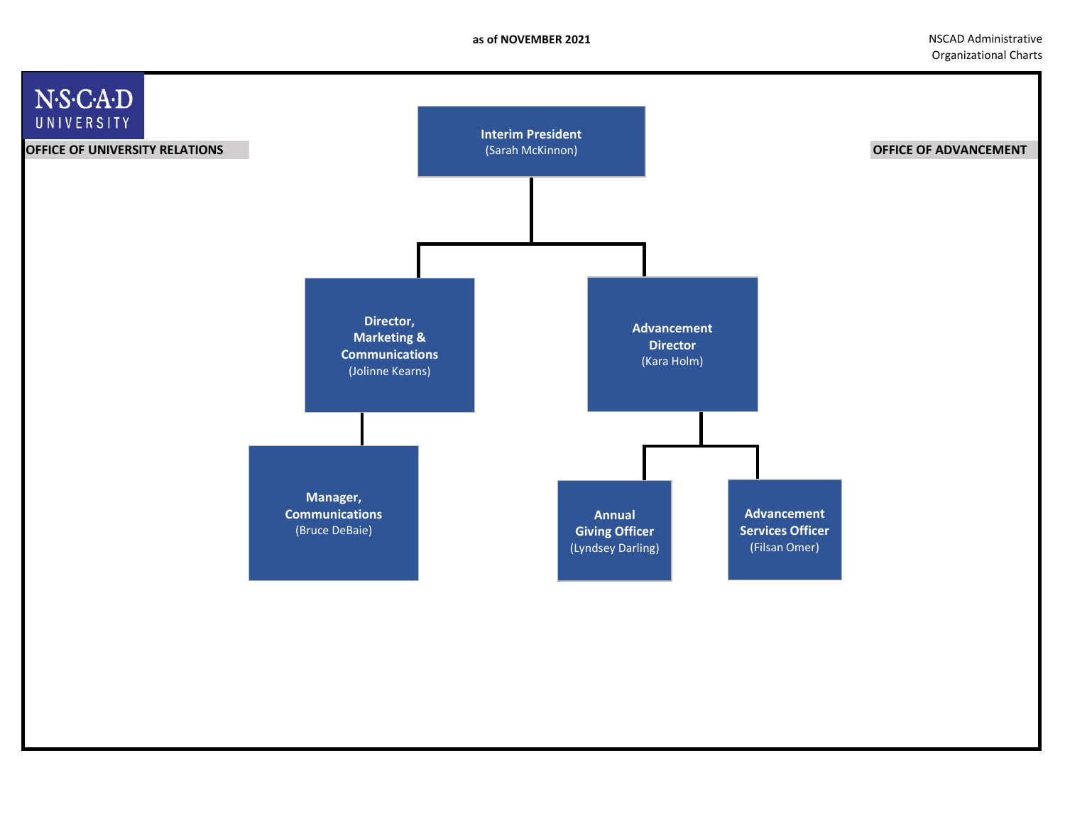as of NOVEMBER 2021

NSCAD Administrative Organizational Charts

N·S·C·A·D UNIVERSITY

**OFFICE OF UNIVERSITY RELATIONS**

**OFFICE OF ADVANCEMENT**

- **Interim President** (Sarah McKinnon)
  - **Director, Marketing & Communications** (Jolinne Kearns)
    - **Manager, Communications** (Bruce DeBaie)
  - **Advancement Director** (Kara Holm)
    - **Annual Giving Officer** (Lyndsey Darling)
    - **Advancement Services Officer** (Filsan Omer)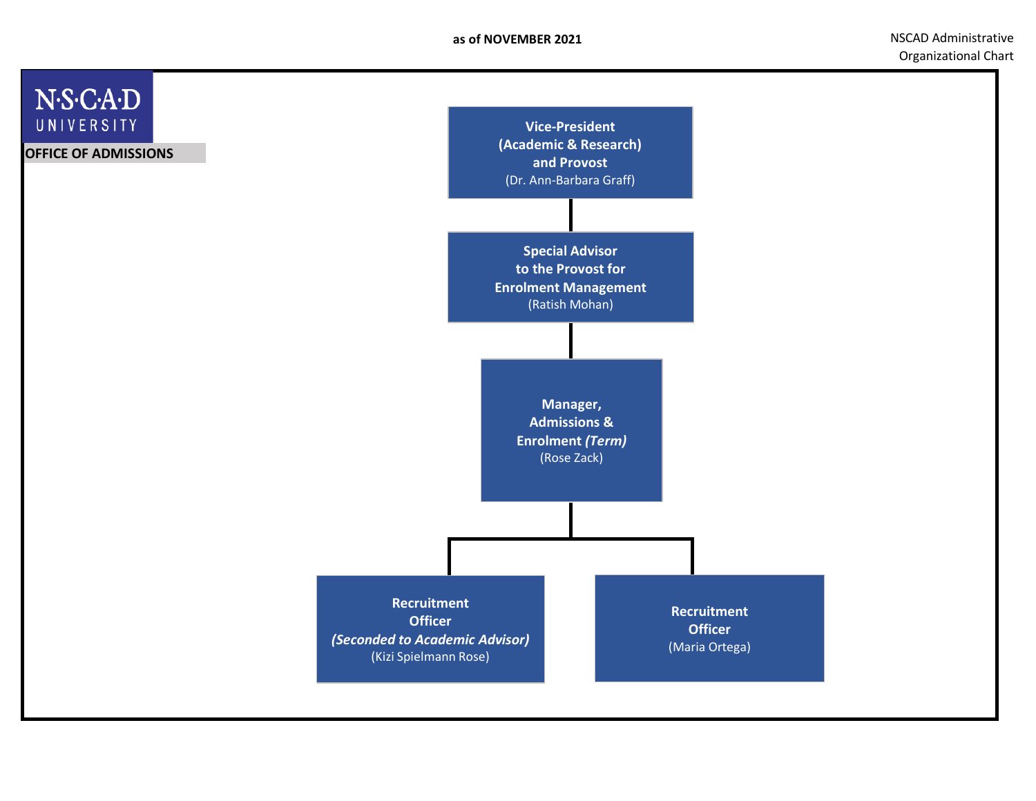as of **NOVEMBER 2021**

NSCAD Administrative Organizational Chart

N·S·C·A·D UNIVERSITY

**OFFICE OF ADMISSIONS**

**Vice-President (Academic & Research) and Provost**
(Dr. Ann-Barbara Graff)

**Special Advisor to the Provost for Enrolment Management**
(Ratish Mohan)

**Manager, Admissions & Enrolment *(Term)***
(Rose Zack)

- **Recruitment Officer *(Seconded to Academic Advisor)***
  (Kizi Spielmann Rose)
- **Recruitment Officer**
  (Maria Ortega)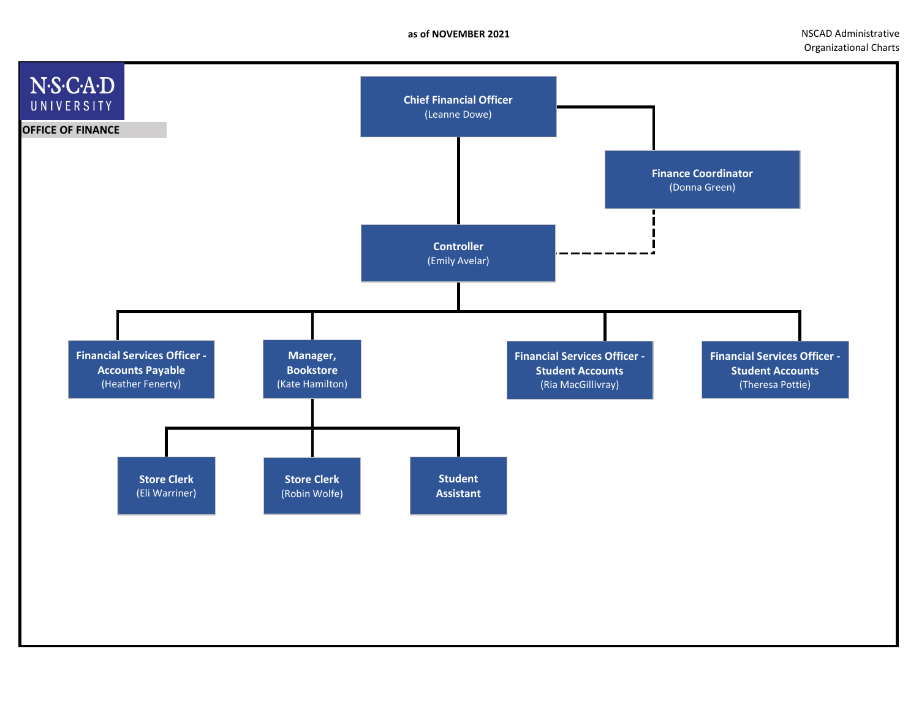as of NOVEMBER 2021

NSCAD Administrative Organizational Charts

NSCAD UNIVERSITY

## OFFICE OF FINANCE

- **Chief Financial Officer** (Leanne Dowe)
  - **Finance Coordinator** (Donna Green)
  - **Controller** (Emily Avelar)
    - **Financial Services Officer - Accounts Payable** (Heather Fenerty)
    - **Manager, Bookstore** (Kate Hamilton)
      - **Store Clerk** (Eli Warriner)
      - **Store Clerk** (Robin Wolfe)
      - **Student Assistant**
    - **Financial Services Officer - Student Accounts** (Ria MacGillivray)
    - **Financial Services Officer - Student Accounts** (Theresa Pottie)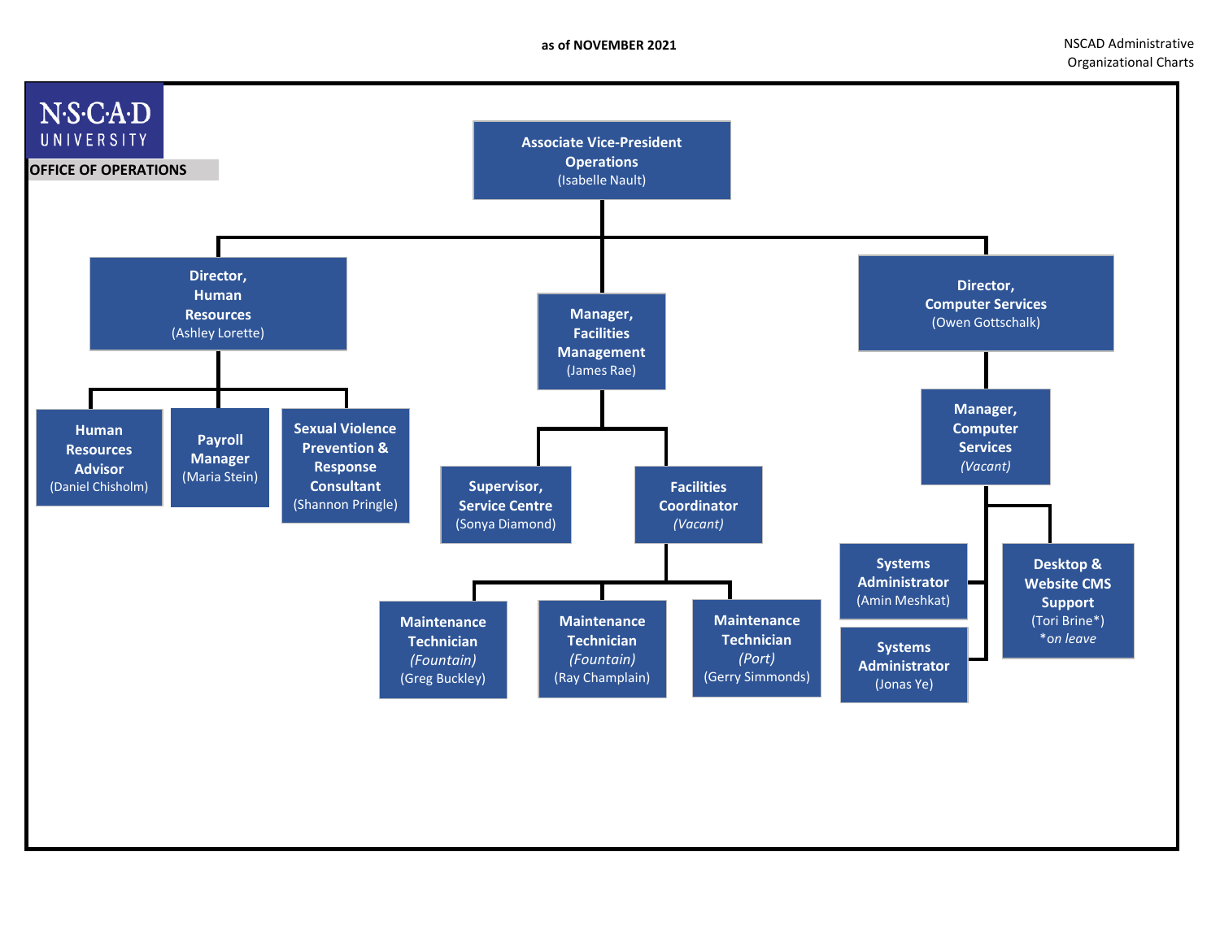as of NOVEMBER 2021

NSCAD Administrative Organizational Charts

**NSCAD UNIVERSITY**

**OFFICE OF OPERATIONS**

- **Associate Vice-President Operations** (Isabelle Nault)
  - **Director, Human Resources** (Ashley Lorette)
    - **Human Resources Advisor** (Daniel Chisholm)
    - **Payroll Manager** (Maria Stein)
    - **Sexual Violence Prevention & Response Consultant** (Shannon Pringle)
  - **Manager, Facilities Management** (James Rae)
    - **Supervisor, Service Centre** (Sonya Diamond)
    - **Facilities Coordinator** *(Vacant)*
      - **Maintenance Technician** *(Fountain)* (Greg Buckley)
      - **Maintenance Technician** *(Fountain)* (Ray Champlain)
      - **Maintenance Technician** *(Port)* (Gerry Simmonds)
  - **Director, Computer Services** (Owen Gottschalk)
    - **Manager, Computer Services** *(Vacant)*
      - **Systems Administrator** (Amin Meshkat)
      - **Systems Administrator** (Jonas Ye)
      - **Desktop & Website CMS Support** (Tori Brine*) **on leave*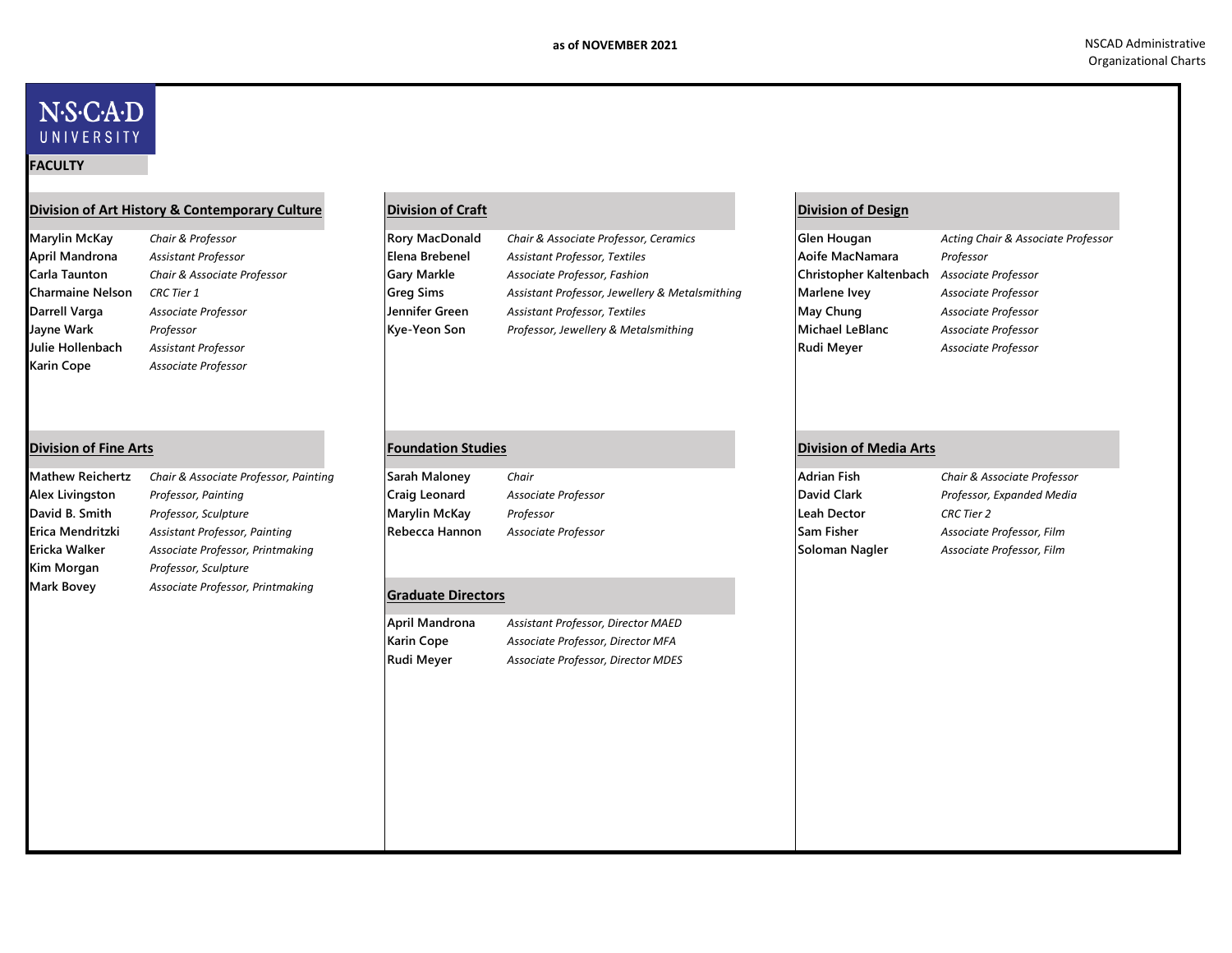as of NOVEMBER 2021

NSCAD Administrative Organizational Charts

N·S·C·A·D UNIVERSITY

**FACULTY**

## Division of Art History & Contemporary Culture

| Name | Title |
| --- | --- |
| **Marylin McKay** | *Chair & Professor* |
| **April Mandrona** | *Assistant Professor* |
| **Carla Taunton** | *Chair & Associate Professor* |
| **Charmaine Nelson** | *CRC Tier 1* |
| **Darrell Varga** | *Associate Professor* |
| **Jayne Wark** | *Professor* |
| **Julie Hollenbach** | *Assistant Professor* |
| **Karin Cope** | *Associate Professor* |

## Division of Craft

| Name | Title |
| --- | --- |
| **Rory MacDonald** | *Chair & Associate Professor, Ceramics* |
| **Elena Brebenel** | *Assistant Professor, Textiles* |
| **Gary Markle** | *Associate Professor, Fashion* |
| **Greg Sims** | *Assistant Professor, Jewellery & Metalsmithing* |
| **Jennifer Green** | *Assistant Professor, Textiles* |
| **Kye-Yeon Son** | *Professor, Jewellery & Metalsmithing* |

## Division of Design

| Name | Title |
| --- | --- |
| **Glen Hougan** | *Acting Chair & Associate Professor* |
| **Aoife MacNamara** | *Professor* |
| **Christopher Kaltenbach** | *Associate Professor* |
| **Marlene Ivey** | *Associate Professor* |
| **May Chung** | *Associate Professor* |
| **Michael LeBlanc** | *Associate Professor* |
| **Rudi Meyer** | *Associate Professor* |

## Division of Fine Arts

| Name | Title |
| --- | --- |
| **Mathew Reichertz** | *Chair & Associate Professor, Painting* |
| **Alex Livingston** | *Professor, Painting* |
| **David B. Smith** | *Professor, Sculpture* |
| **Erica Mendritzki** | *Assistant Professor, Painting* |
| **Ericka Walker** | *Associate Professor, Printmaking* |
| **Kim Morgan** | *Professor, Sculpture* |
| **Mark Bovey** | *Associate Professor, Printmaking* |

## Foundation Studies

| Name | Title |
| --- | --- |
| **Sarah Maloney** | *Chair* |
| **Craig Leonard** | *Associate Professor* |
| **Marylin McKay** | *Professor* |
| **Rebecca Hannon** | *Associate Professor* |

## Graduate Directors

| Name | Title |
| --- | --- |
| **April Mandrona** | *Assistant Professor, Director MAED* |
| **Karin Cope** | *Associate Professor, Director MFA* |
| **Rudi Meyer** | *Associate Professor, Director MDES* |

## Division of Media Arts

| Name | Title |
| --- | --- |
| **Adrian Fish** | *Chair & Associate Professor* |
| **David Clark** | *Professor, Expanded Media* |
| **Leah Dector** | *CRC Tier 2* |
| **Sam Fisher** | *Associate Professor, Film* |
| **Soloman Nagler** | *Associate Professor, Film* |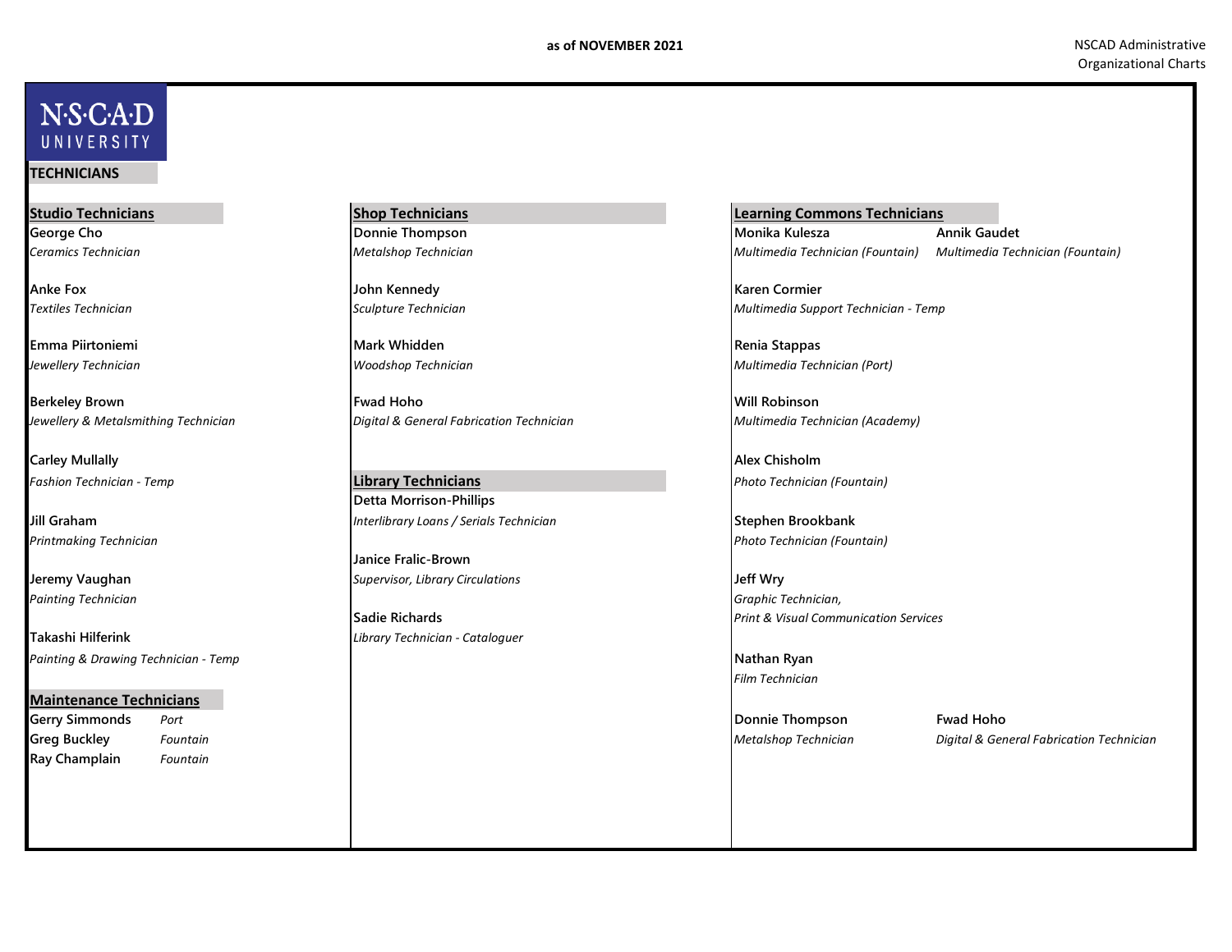as of NOVEMBER 2021

NSCAD Administrative Organizational Charts

NSCAD UNIVERSITY

# TECHNICIANS

## Studio Technicians

**George Cho**
*Ceramics Technician*

**Anke Fox**
*Textiles Technician*

**Emma Piirtoniemi**
*Jewellery Technician*

**Berkeley Brown**
*Jewellery & Metalsmithing Technician*

**Carley Mullally**
*Fashion Technician - Temp*

**Jill Graham**
*Printmaking Technician*

**Jeremy Vaughan**
*Painting Technician*

**Takashi Hilferink**
*Painting & Drawing Technician - Temp*

## Maintenance Technicians

| Name | Location |
|---|---|
| **Gerry Simmonds** | *Port* |
| **Greg Buckley** | *Fountain* |
| **Ray Champlain** | *Fountain* |

## Shop Technicians

**Donnie Thompson**
*Metalshop Technician*

**John Kennedy**
*Sculpture Technician*

**Mark Whidden**
*Woodshop Technician*

**Fwad Hoho**
*Digital & General Fabrication Technician*

## Library Technicians

**Detta Morrison-Phillips**
*Interlibrary Loans / Serials Technician*

**Janice Fralic-Brown**
*Supervisor, Library Circulations*

**Sadie Richards**
*Library Technician - Cataloguer*

## Learning Commons Technicians

**Monika Kulesza**
*Multimedia Technician (Fountain)*

**Annik Gaudet**
*Multimedia Technician (Fountain)*

**Karen Cormier**
*Multimedia Support Technician - Temp*

**Renia Stappas**
*Multimedia Technician (Port)*

**Will Robinson**
*Multimedia Technician (Academy)*

**Alex Chisholm**
*Photo Technician (Fountain)*

**Stephen Brookbank**
*Photo Technician (Fountain)*

**Jeff Wry**
*Graphic Technician,*
*Print & Visual Communication Services*

**Nathan Ryan**
*Film Technician*

**Donnie Thompson**
*Metalshop Technician*

**Fwad Hoho**
*Digital & General Fabrication Technician*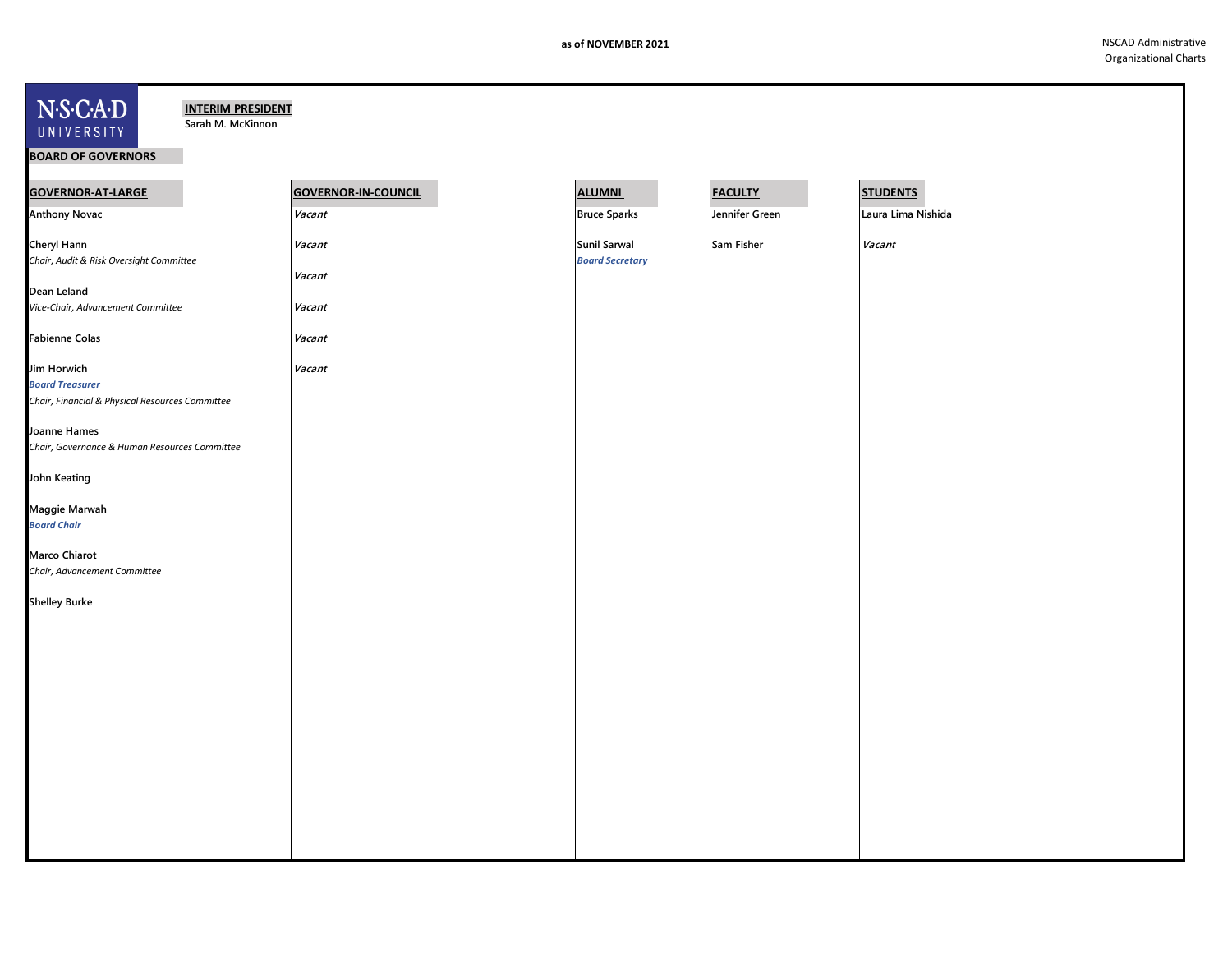as of NOVEMBER 2021

NSCAD Administrative Organizational Charts

N·S·C·A·D UNIVERSITY

**INTERIM PRESIDENT**
Sarah M. McKinnon

**BOARD OF GOVERNORS**

| GOVERNOR-AT-LARGE | GOVERNOR-IN-COUNCIL | ALUMNI | FACULTY | STUDENTS |
|---|---|---|---|---|
| Anthony Novac | *Vacant* | Bruce Sparks | Jennifer Green | Laura Lima Nishida |
| Cheryl Hann<br>*Chair, Audit & Risk Oversight Committee* | *Vacant* | Sunil Sarwal<br>***Board Secretary*** | Sam Fisher | *Vacant* |
| | *Vacant* | | | |
| Dean Leland<br>*Vice-Chair, Advancement Committee* | *Vacant* | | | |
| Fabienne Colas | *Vacant* | | | |
| Jim Horwich<br>***Board Treasurer***<br>*Chair, Financial & Physical Resources Committee* | *Vacant* | | | |
| Joanne Hames<br>*Chair, Governance & Human Resources Committee* | | | | |
| John Keating | | | | |
| Maggie Marwah<br>***Board Chair*** | | | | |
| Marco Chiarot<br>*Chair, Advancement Committee* | | | | |
| Shelley Burke | | | | |